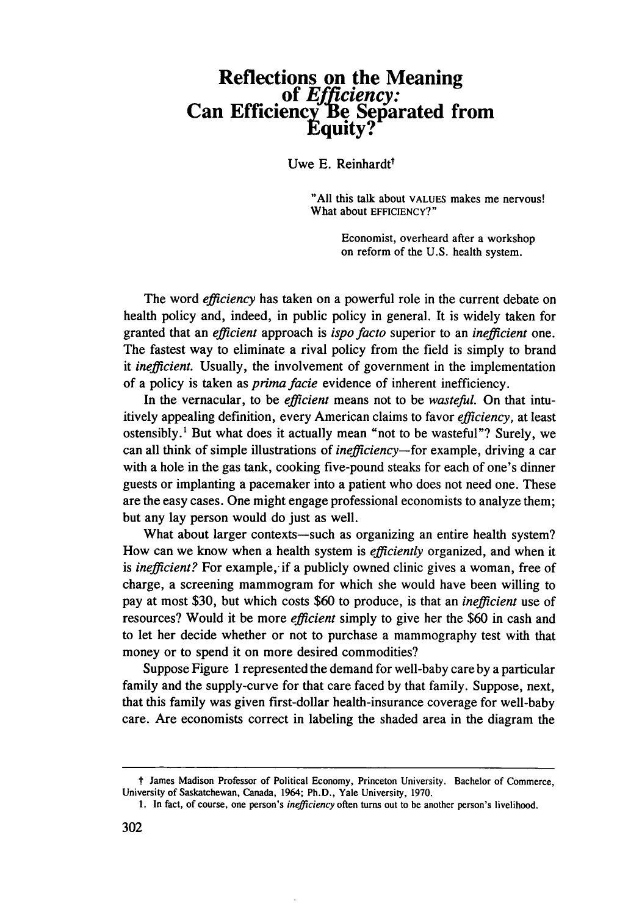# Reflections on the Meaning of *Efficiency*: Can Efficiency Be Separated from Equity?

Uwe E. Reinhardt[†]

> "All this talk about VALUES makes me nervous! What about EFFICIENCY?"
>
> Economist, overheard after a workshop on reform of the U.S. health system.

The word *efficiency* has taken on a powerful role in the current debate on health policy and, indeed, in public policy in general. It is widely taken for granted that an *efficient* approach is *ispo facto* superior to an *inefficient* one. The fastest way to eliminate a rival policy from the field is simply to brand it *inefficient.* Usually, the involvement of government in the implementation of a policy is taken as *prima facie* evidence of inherent inefficiency.

In the vernacular, to be *efficient* means not to be *wasteful.* On that intuitively appealing definition, every American claims to favor *efficiency,* at least ostensibly.[1] But what does it actually mean "not to be wasteful"? Surely, we can all think of simple illustrations of *inefficiency*—for example, driving a car with a hole in the gas tank, cooking five-pound steaks for each of one's dinner guests or implanting a pacemaker into a patient who does not need one. These are the easy cases. One might engage professional economists to analyze them; but any lay person would do just as well.

What about larger contexts—such as organizing an entire health system? How can we know when a health system is *efficiently* organized, and when it is *inefficient?* For example, if a publicly owned clinic gives a woman, free of charge, a screening mammogram for which she would have been willing to pay at most $30, but which costs $60 to produce, is that an *inefficient* use of resources? Would it be more *efficient* simply to give her the $60 in cash and to let her decide whether or not to purchase a mammography test with that money or to spend it on more desired commodities?

Suppose Figure 1 represented the demand for well-baby care by a particular family and the supply-curve for that care faced by that family. Suppose, next, that this family was given first-dollar health-insurance coverage for well-baby care. Are economists correct in labeling the shaded area in the diagram the

---

† James Madison Professor of Political Economy, Princeton University. Bachelor of Commerce, University of Saskatchewan, Canada, 1964; Ph.D., Yale University, 1970.

1. In fact, of course, one person's *inefficiency* often turns out to be another person's livelihood.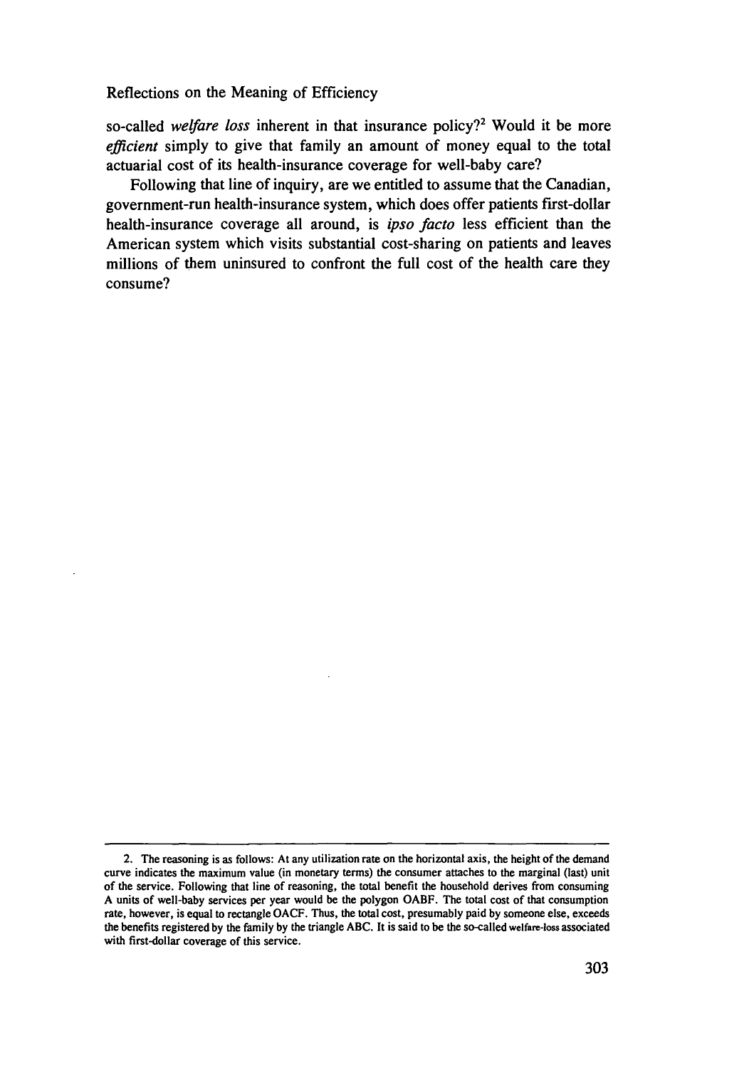so-called *welfare loss* inherent in that insurance policy?[2] Would it be more *efficient* simply to give that family an amount of money equal to the total actuarial cost of its health-insurance coverage for well-baby care?

Following that line of inquiry, are we entitled to assume that the Canadian, government-run health-insurance system, which does offer patients first-dollar health-insurance coverage all around, is *ipso facto* less efficient than the American system which visits substantial cost-sharing on patients and leaves millions of them uninsured to confront the full cost of the health care they consume?

---

2. The reasoning is as follows: At any utilization rate on the horizontal axis, the height of the demand curve indicates the maximum value (in monetary terms) the consumer attaches to the marginal (last) unit of the service. Following that line of reasoning, the total benefit the household derives from consuming A units of well-baby services per year would be the polygon OABF. The total cost of that consumption rate, however, is equal to rectangle OACF. Thus, the total cost, presumably paid by someone else, exceeds the benefits registered by the family by the triangle ABC. It is said to be the so-called welfare-loss associated with first-dollar coverage of this service.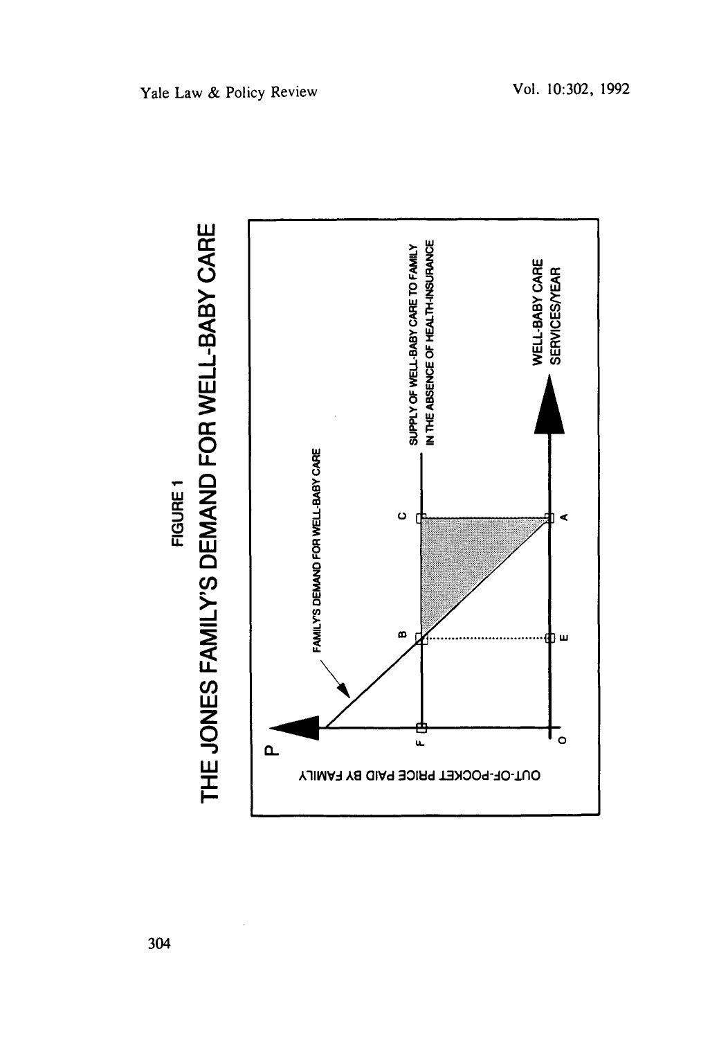FIGURE 1

# THE JONES FAMILY'S DEMAND FOR WELL-BABY CARE

P

OUT-OF-POCKET PRICE PAID BY FAMILY

FAMILY'S DEMAND FOR WELL-BABY CARE

SUPPLY OF WELL-BABY CARE TO FAMILY IN THE ABSENCE OF HEALTH-INSURANCE

WELL-BABY CARE SERVICES/YEAR

F B C

O E A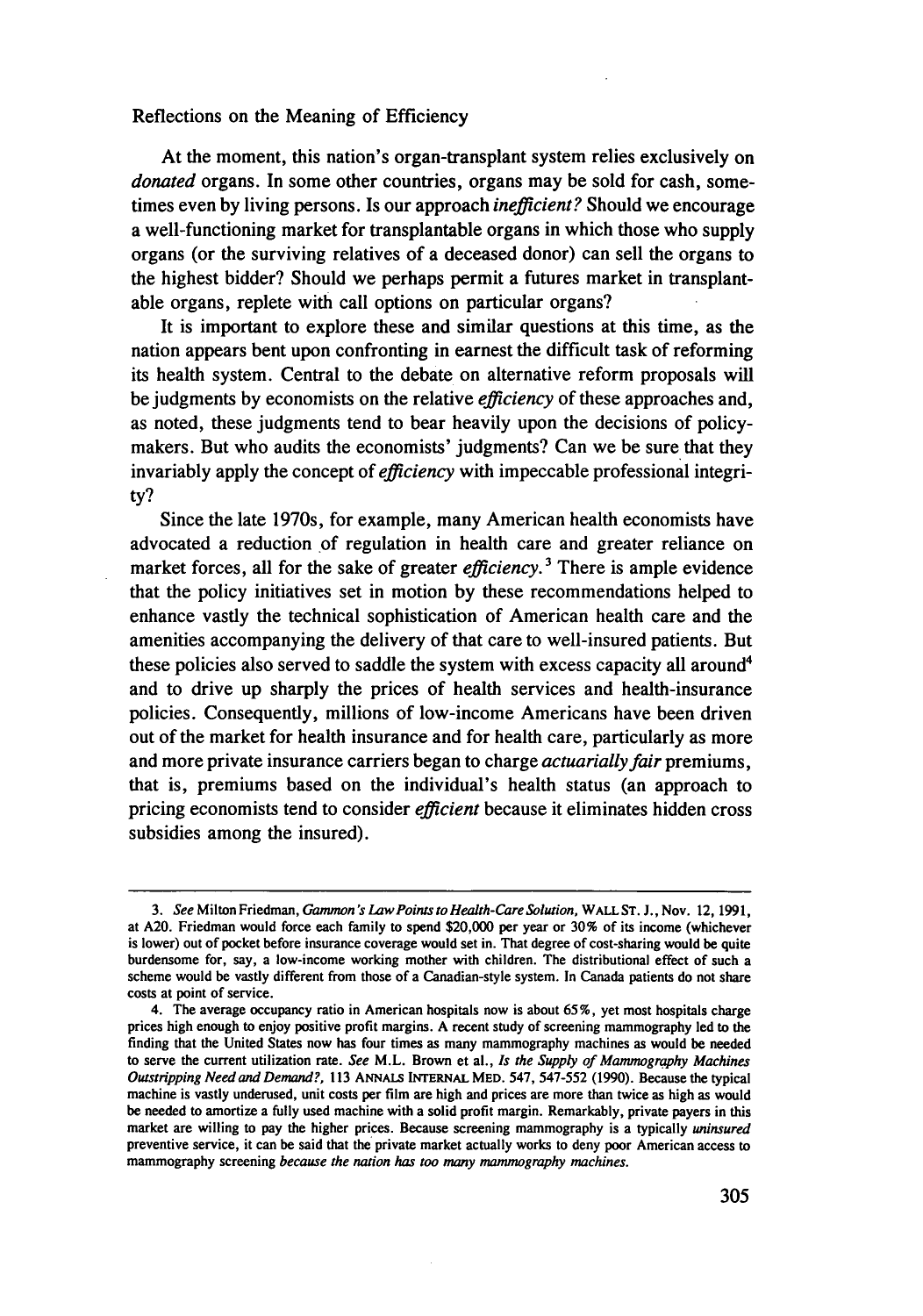Reflections on the Meaning of Efficiency

At the moment, this nation's organ-transplant system relies exclusively on *donated* organs. In some other countries, organs may be sold for cash, sometimes even by living persons. Is our approach *inefficient?* Should we encourage a well-functioning market for transplantable organs in which those who supply organs (or the surviving relatives of a deceased donor) can sell the organs to the highest bidder? Should we perhaps permit a futures market in transplantable organs, replete with call options on particular organs?

It is important to explore these and similar questions at this time, as the nation appears bent upon confronting in earnest the difficult task of reforming its health system. Central to the debate on alternative reform proposals will be judgments by economists on the relative *efficiency* of these approaches and, as noted, these judgments tend to bear heavily upon the decisions of policymakers. But who audits the economists' judgments? Can we be sure that they invariably apply the concept of *efficiency* with impeccable professional integrity?

Since the late 1970s, for example, many American health economists have advocated a reduction of regulation in health care and greater reliance on market forces, all for the sake of greater *efficiency*.[3] There is ample evidence that the policy initiatives set in motion by these recommendations helped to enhance vastly the technical sophistication of American health care and the amenities accompanying the delivery of that care to well-insured patients. But these policies also served to saddle the system with excess capacity all around[4] and to drive up sharply the prices of health services and health-insurance policies. Consequently, millions of low-income Americans have been driven out of the market for health insurance and for health care, particularly as more and more private insurance carriers began to charge *actuarially fair* premiums, that is, premiums based on the individual's health status (an approach to pricing economists tend to consider *efficient* because it eliminates hidden cross subsidies among the insured).

---

3. *See* Milton Friedman, *Gammon's Law Points to Health-Care Solution*, WALL ST. J., Nov. 12, 1991, at A20. Friedman would force each family to spend $20,000 per year or 30% of its income (whichever is lower) out of pocket before insurance coverage would set in. That degree of cost-sharing would be quite burdensome for, say, a low-income working mother with children. The distributional effect of such a scheme would be vastly different from those of a Canadian-style system. In Canada patients do not share costs at point of service.

4. The average occupancy ratio in American hospitals now is about 65%, yet most hospitals charge prices high enough to enjoy positive profit margins. A recent study of screening mammography led to the finding that the United States now has four times as many mammography machines as would be needed to serve the current utilization rate. *See* M.L. Brown et al., *Is the Supply of Mammography Machines Outstripping Need and Demand?*, 113 ANNALS INTERNAL MED. 547, 547-552 (1990). Because the typical machine is vastly underused, unit costs per film are high and prices are more than twice as high as would be needed to amortize a fully used machine with a solid profit margin. Remarkably, private payers in this market are willing to pay the higher prices. Because screening mammography is a typically *uninsured* preventive service, it can be said that the private market actually works to deny poor American access to mammography screening *because the nation has too many mammography machines.*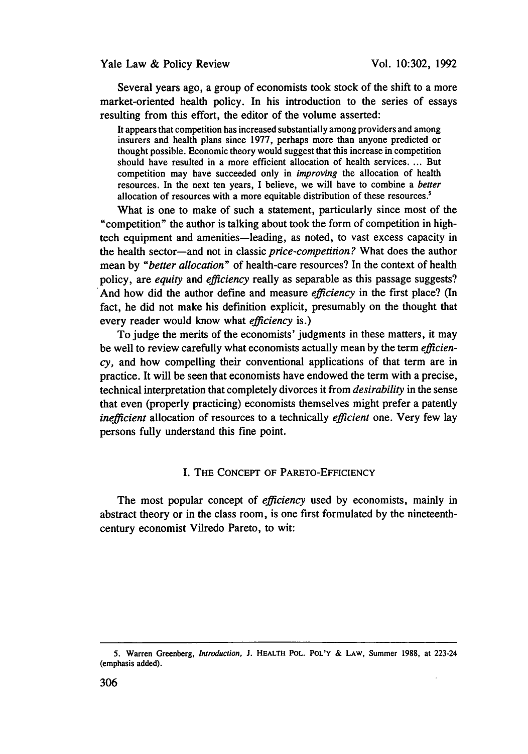Several years ago, a group of economists took stock of the shift to a more market-oriented health policy. In his introduction to the series of essays resulting from this effort, the editor of the volume asserted:

> It appears that competition has increased substantially among providers and among insurers and health plans since 1977, perhaps more than anyone predicted or thought possible. Economic theory would suggest that this increase in competition should have resulted in a more efficient allocation of health services. ... But competition may have succeeded only in *improving* the allocation of health resources. In the next ten years, I believe, we will have to combine a *better* allocation of resources with a more equitable distribution of these resources.[5]

What is one to make of such a statement, particularly since most of the "competition" the author is talking about took the form of competition in high-tech equipment and amenities—leading, as noted, to vast excess capacity in the health sector—and not in classic *price-competition?* What does the author mean by "*better allocation*" of health-care resources? In the context of health policy, are *equity* and *efficiency* really as separable as this passage suggests? And how did the author define and measure *efficiency* in the first place? (In fact, he did not make his definition explicit, presumably on the thought that every reader would know what *efficiency* is.)

To judge the merits of the economists' judgments in these matters, it may be well to review carefully what economists actually mean by the term *efficiency,* and how compelling their conventional applications of that term are in practice. It will be seen that economists have endowed the term with a precise, technical interpretation that completely divorces it from *desirability* in the sense that even (properly practicing) economists themselves might prefer a patently *inefficient* allocation of resources to a technically *efficient* one. Very few lay persons fully understand this fine point.

## I. The Concept of Pareto-Efficiency

The most popular concept of *efficiency* used by economists, mainly in abstract theory or in the class room, is one first formulated by the nineteenth-century economist Vilredo Pareto, to wit:

---

5. Warren Greenberg, *Introduction,* J. Health Pol. Pol'y & Law, Summer 1988, at 223-24 (emphasis added).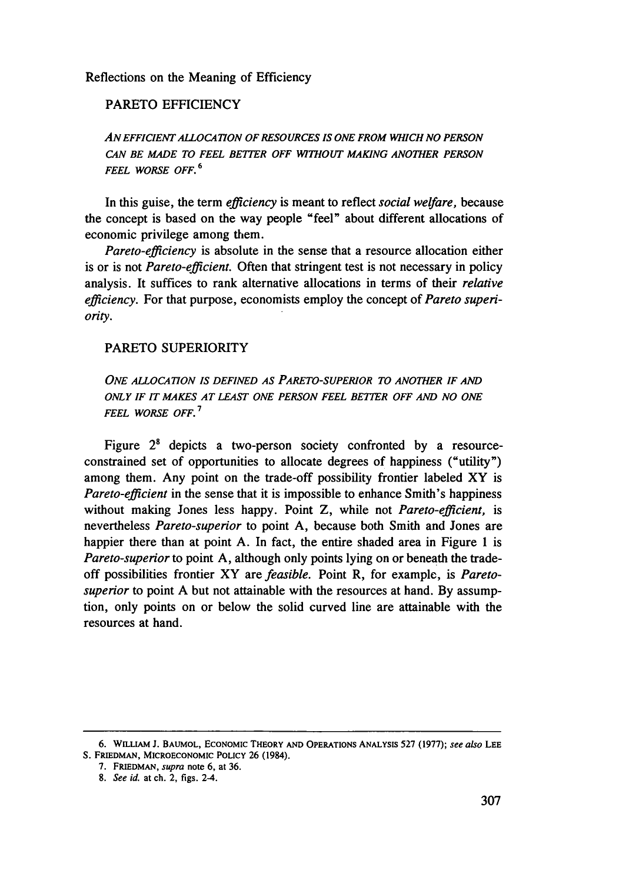Reflections on the Meaning of Efficiency

## PARETO EFFICIENCY

*AN EFFICIENT ALLOCATION OF RESOURCES IS ONE FROM WHICH NO PERSON CAN BE MADE TO FEEL BETTER OFF WITHOUT MAKING ANOTHER PERSON FEEL WORSE OFF.*[6]

In this guise, the term *efficiency* is meant to reflect *social welfare,* because the concept is based on the way people "feel" about different allocations of economic privilege among them.

*Pareto-efficiency* is absolute in the sense that a resource allocation either is or is not *Pareto-efficient.* Often that stringent test is not necessary in policy analysis. It suffices to rank alternative allocations in terms of their *relative efficiency.* For that purpose, economists employ the concept of *Pareto superiority.*

## PARETO SUPERIORITY

*ONE ALLOCATION IS DEFINED AS PARETO-SUPERIOR TO ANOTHER IF AND ONLY IF IT MAKES AT LEAST ONE PERSON FEEL BETTER OFF AND NO ONE FEEL WORSE OFF.*[7]

Figure 2[8] depicts a two-person society confronted by a resource-constrained set of opportunities to allocate degrees of happiness ("utility") among them. Any point on the trade-off possibility frontier labeled XY is *Pareto-efficient* in the sense that it is impossible to enhance Smith's happiness without making Jones less happy. Point Z, while not *Pareto-efficient,* is nevertheless *Pareto-superior* to point A, because both Smith and Jones are happier there than at point A. In fact, the entire shaded area in Figure 1 is *Pareto-superior* to point A, although only points lying on or beneath the trade-off possibilities frontier XY are *feasible.* Point R, for example, is *Pareto-superior* to point A but not attainable with the resources at hand. By assumption, only points on or below the solid curved line are attainable with the resources at hand.

---

6. WILLIAM J. BAUMOL, ECONOMIC THEORY AND OPERATIONS ANALYSIS 527 (1977); *see also* LEE S. FRIEDMAN, MICROECONOMIC POLICY 26 (1984).

7. FRIEDMAN, *supra* note 6, at 36.

8. *See id.* at ch. 2, figs. 2-4.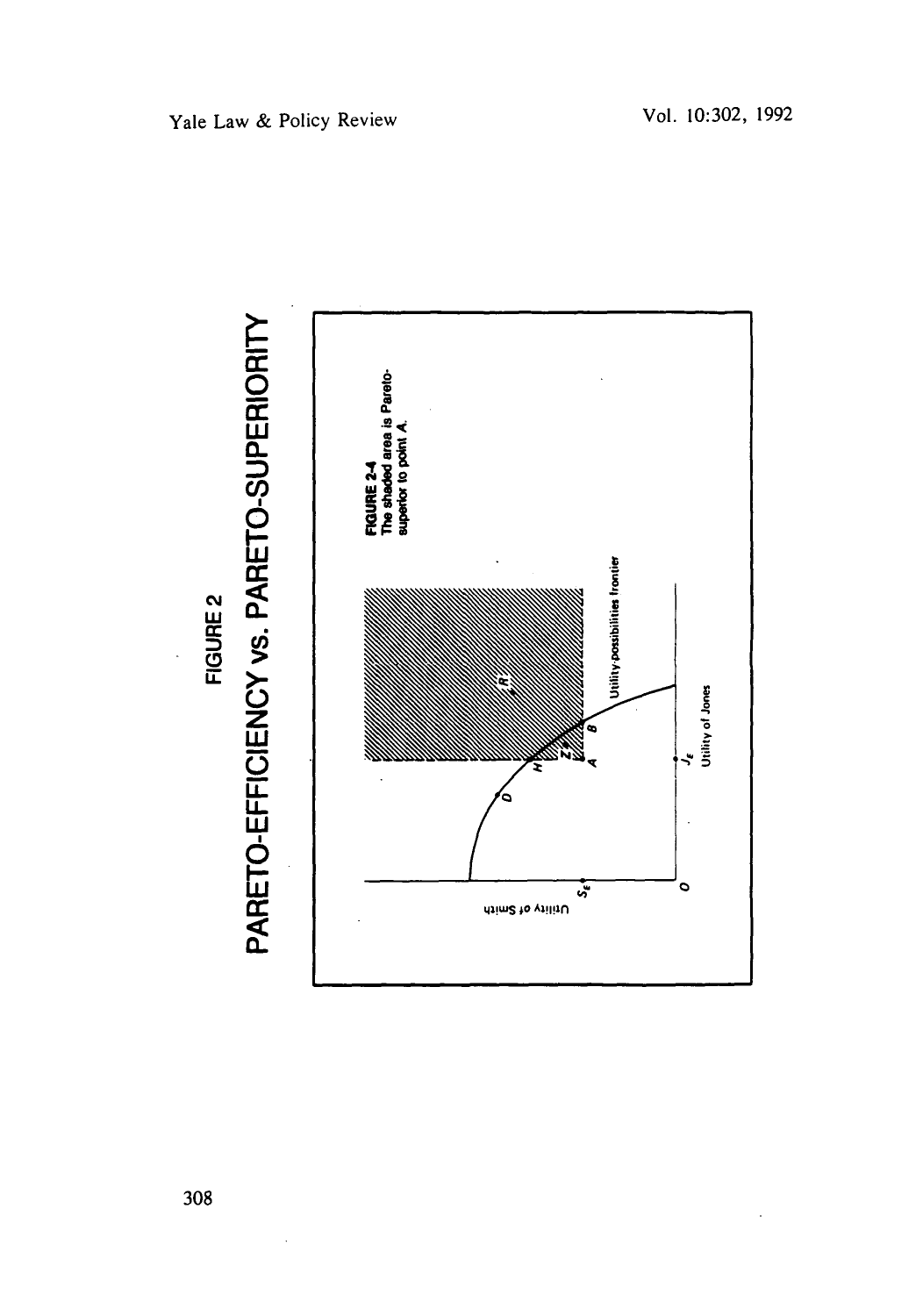# FIGURE 2

# PARETO-EFFICIENCY vs. PARETO-SUPERIORITY

**FIGURE 2-4**
The shaded area is Pareto-superior to point A.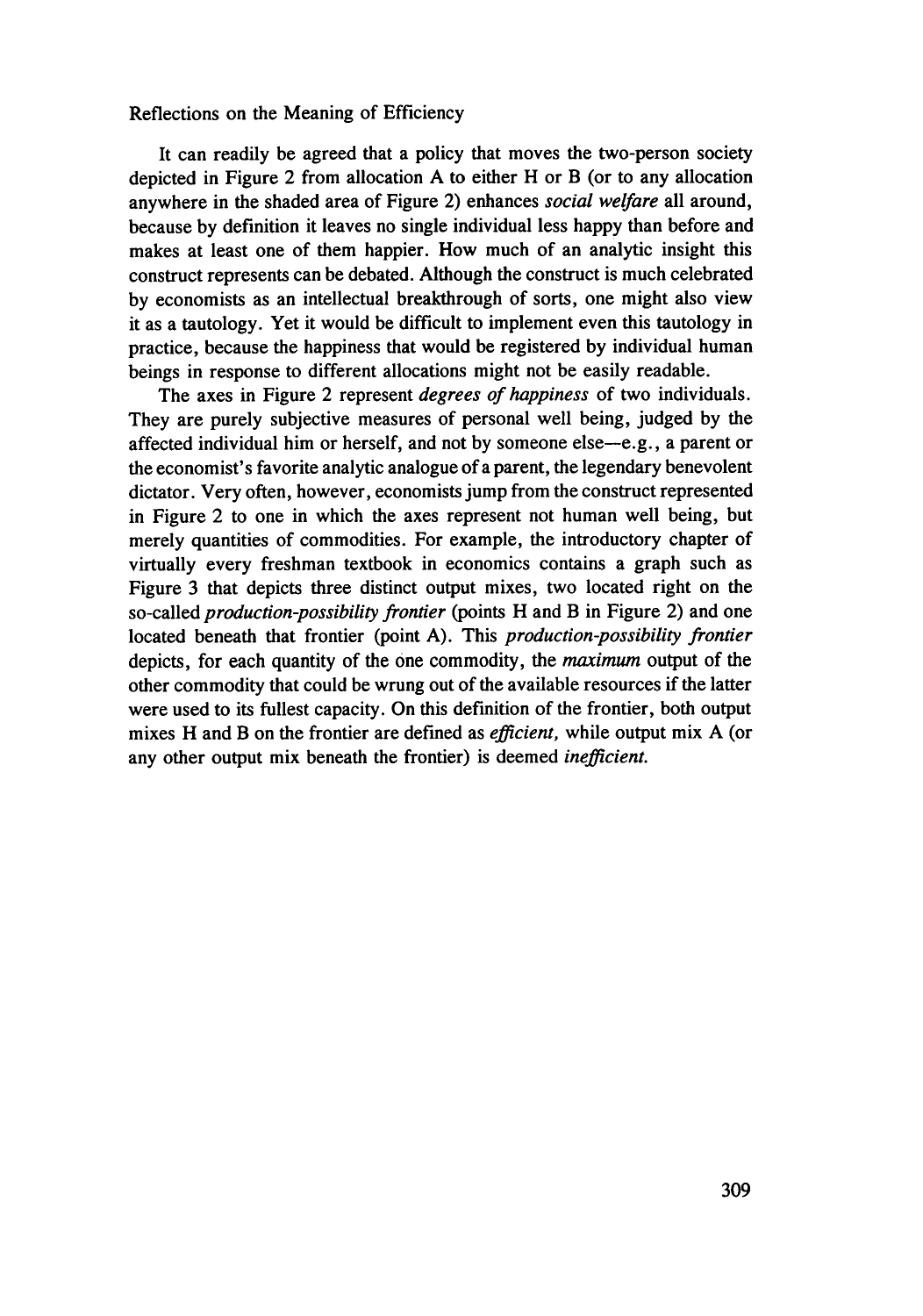It can readily be agreed that a policy that moves the two-person society depicted in Figure 2 from allocation A to either H or B (or to any allocation anywhere in the shaded area of Figure 2) enhances *social welfare* all around, because by definition it leaves no single individual less happy than before and makes at least one of them happier. How much of an analytic insight this construct represents can be debated. Although the construct is much celebrated by economists as an intellectual breakthrough of sorts, one might also view it as a tautology. Yet it would be difficult to implement even this tautology in practice, because the happiness that would be registered by individual human beings in response to different allocations might not be easily readable.

The axes in Figure 2 represent *degrees of happiness* of two individuals. They are purely subjective measures of personal well being, judged by the affected individual him or herself, and not by someone else—e.g., a parent or the economist's favorite analytic analogue of a parent, the legendary benevolent dictator. Very often, however, economists jump from the construct represented in Figure 2 to one in which the axes represent not human well being, but merely quantities of commodities. For example, the introductory chapter of virtually every freshman textbook in economics contains a graph such as Figure 3 that depicts three distinct output mixes, two located right on the so-called *production-possibility frontier* (points H and B in Figure 2) and one located beneath that frontier (point A). This *production-possibility frontier* depicts, for each quantity of the one commodity, the *maximum* output of the other commodity that could be wrung out of the available resources if the latter were used to its fullest capacity. On this definition of the frontier, both output mixes H and B on the frontier are defined as *efficient,* while output mix A (or any other output mix beneath the frontier) is deemed *inefficient.*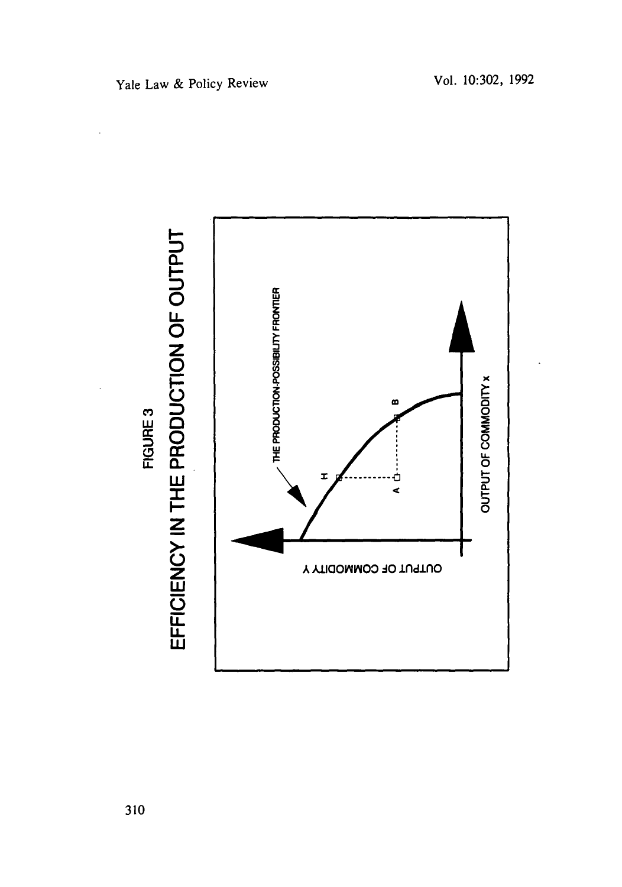FIGURE 3

# EFFICIENCY IN THE PRODUCTION OF OUTPUT

THE PRODUCTION-POSSIBILITY FRONTIER

H

A

B

OUTPUT OF COMMODITY Y

OUTPUT OF COMMODITY x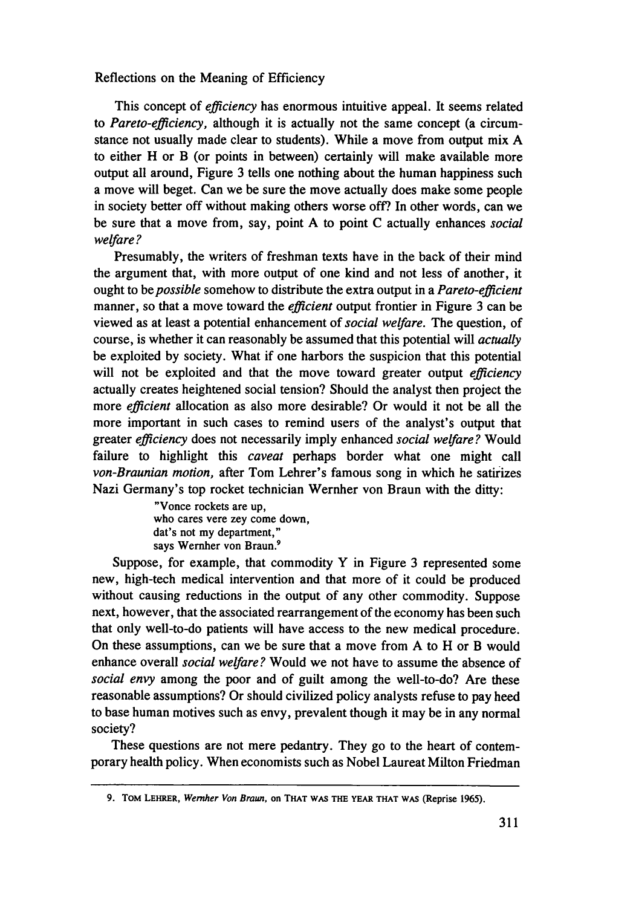This concept of *efficiency* has enormous intuitive appeal. It seems related to *Pareto-efficiency,* although it is actually not the same concept (a circumstance not usually made clear to students). While a move from output mix A to either H or B (or points in between) certainly will make available more output all around, Figure 3 tells one nothing about the human happiness such a move will beget. Can we be sure the move actually does make some people in society better off without making others worse off? In other words, can we be sure that a move from, say, point A to point C actually enhances *social welfare?*

Presumably, the writers of freshman texts have in the back of their mind the argument that, with more output of one kind and not less of another, it ought to be *possible* somehow to distribute the extra output in a *Pareto-efficient* manner, so that a move toward the *efficient* output frontier in Figure 3 can be viewed as at least a potential enhancement of *social welfare.* The question, of course, is whether it can reasonably be assumed that this potential will *actually* be exploited by society. What if one harbors the suspicion that this potential will not be exploited and that the move toward greater output *efficiency* actually creates heightened social tension? Should the analyst then project the more *efficient* allocation as also more desirable? Or would it not be all the more important in such cases to remind users of the analyst's output that greater *efficiency* does not necessarily imply enhanced *social welfare?* Would failure to highlight this *caveat* perhaps border what one might call *von-Braunian motion,* after Tom Lehrer's famous song in which he satirizes Nazi Germany's top rocket technician Wernher von Braun with the ditty:

> "Vonce rockets are up,
> who cares vere zey come down,
> dat's not my department,"
> says Wernher von Braun.[9]

Suppose, for example, that commodity Y in Figure 3 represented some new, high-tech medical intervention and that more of it could be produced without causing reductions in the output of any other commodity. Suppose next, however, that the associated rearrangement of the economy has been such that only well-to-do patients will have access to the new medical procedure. On these assumptions, can we be sure that a move from A to H or B would enhance overall *social welfare?* Would we not have to assume the absence of *social envy* among the poor and of guilt among the well-to-do? Are these reasonable assumptions? Or should civilized policy analysts refuse to pay heed to base human motives such as envy, prevalent though it may be in any normal society?

These questions are not mere pedantry. They go to the heart of contemporary health policy. When economists such as Nobel Laureat Milton Friedman

---

9. TOM LEHRER, *Wernher Von Braun,* on THAT WAS THE YEAR THAT WAS (Reprise 1965).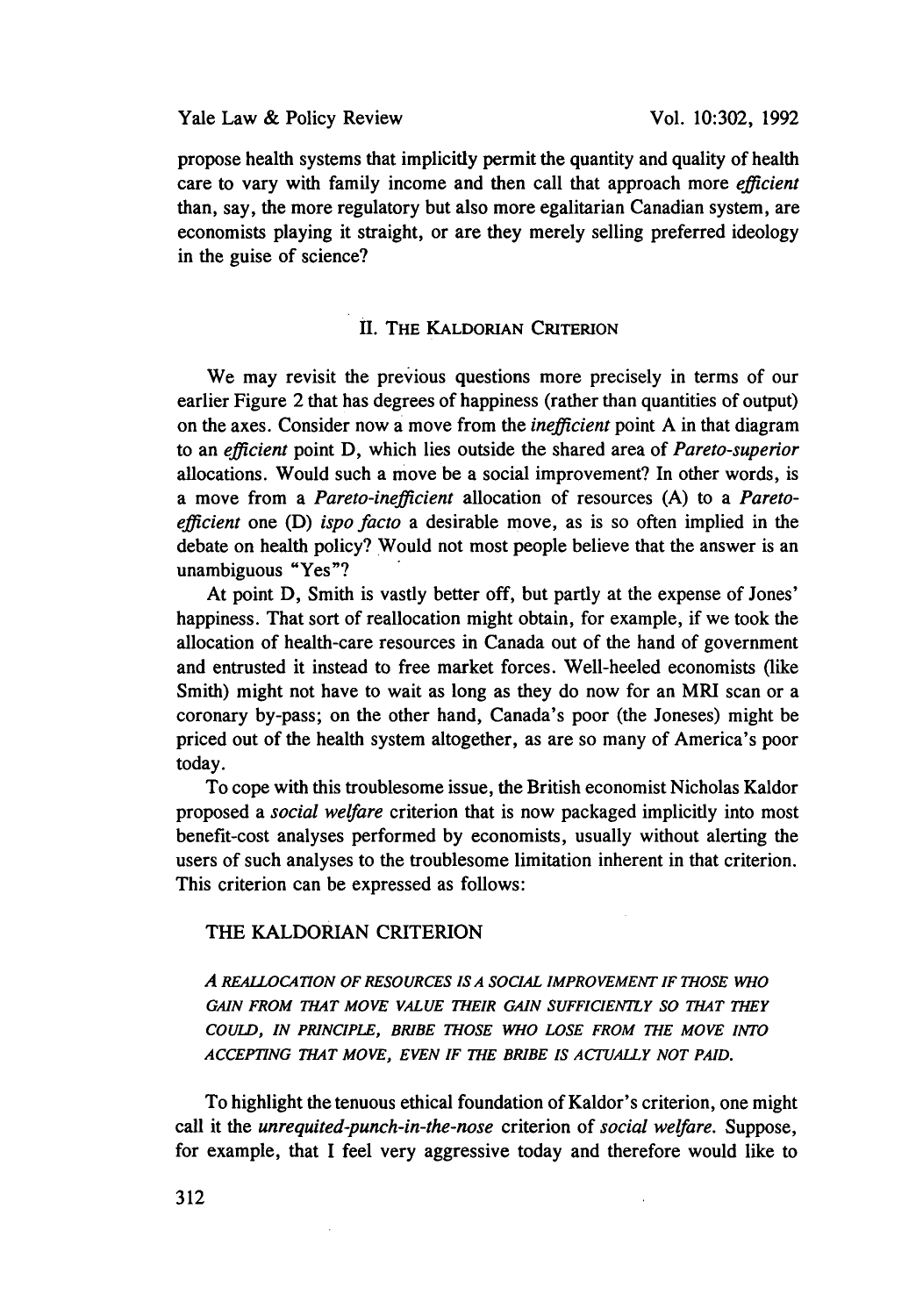propose health systems that implicitly permit the quantity and quality of health care to vary with family income and then call that approach more *efficient* than, say, the more regulatory but also more egalitarian Canadian system, are economists playing it straight, or are they merely selling preferred ideology in the guise of science?

## II. The Kaldorian Criterion

We may revisit the previous questions more precisely in terms of our earlier Figure 2 that has degrees of happiness (rather than quantities of output) on the axes. Consider now a move from the *inefficient* point A in that diagram to an *efficient* point D, which lies outside the shared area of *Pareto-superior* allocations. Would such a move be a social improvement? In other words, is a move from a *Pareto-inefficient* allocation of resources (A) to a *Pareto-efficient* one (D) *ispo facto* a desirable move, as is so often implied in the debate on health policy? Would not most people believe that the answer is an unambiguous "Yes"?

At point D, Smith is vastly better off, but partly at the expense of Jones' happiness. That sort of reallocation might obtain, for example, if we took the allocation of health-care resources in Canada out of the hand of government and entrusted it instead to free market forces. Well-heeled economists (like Smith) might not have to wait as long as they do now for an MRI scan or a coronary by-pass; on the other hand, Canada's poor (the Joneses) might be priced out of the health system altogether, as are so many of America's poor today.

To cope with this troublesome issue, the British economist Nicholas Kaldor proposed a *social welfare* criterion that is now packaged implicitly into most benefit-cost analyses performed by economists, usually without alerting the users of such analyses to the troublesome limitation inherent in that criterion. This criterion can be expressed as follows:

### THE KALDORIAN CRITERION

*A REALLOCATION OF RESOURCES IS A SOCIAL IMPROVEMENT IF THOSE WHO GAIN FROM THAT MOVE VALUE THEIR GAIN SUFFICIENTLY SO THAT THEY COULD, IN PRINCIPLE, BRIBE THOSE WHO LOSE FROM THE MOVE INTO ACCEPTING THAT MOVE, EVEN IF THE BRIBE IS ACTUALLY NOT PAID.*

To highlight the tenuous ethical foundation of Kaldor's criterion, one might call it the *unrequited-punch-in-the-nose* criterion of *social welfare*. Suppose, for example, that I feel very aggressive today and therefore would like to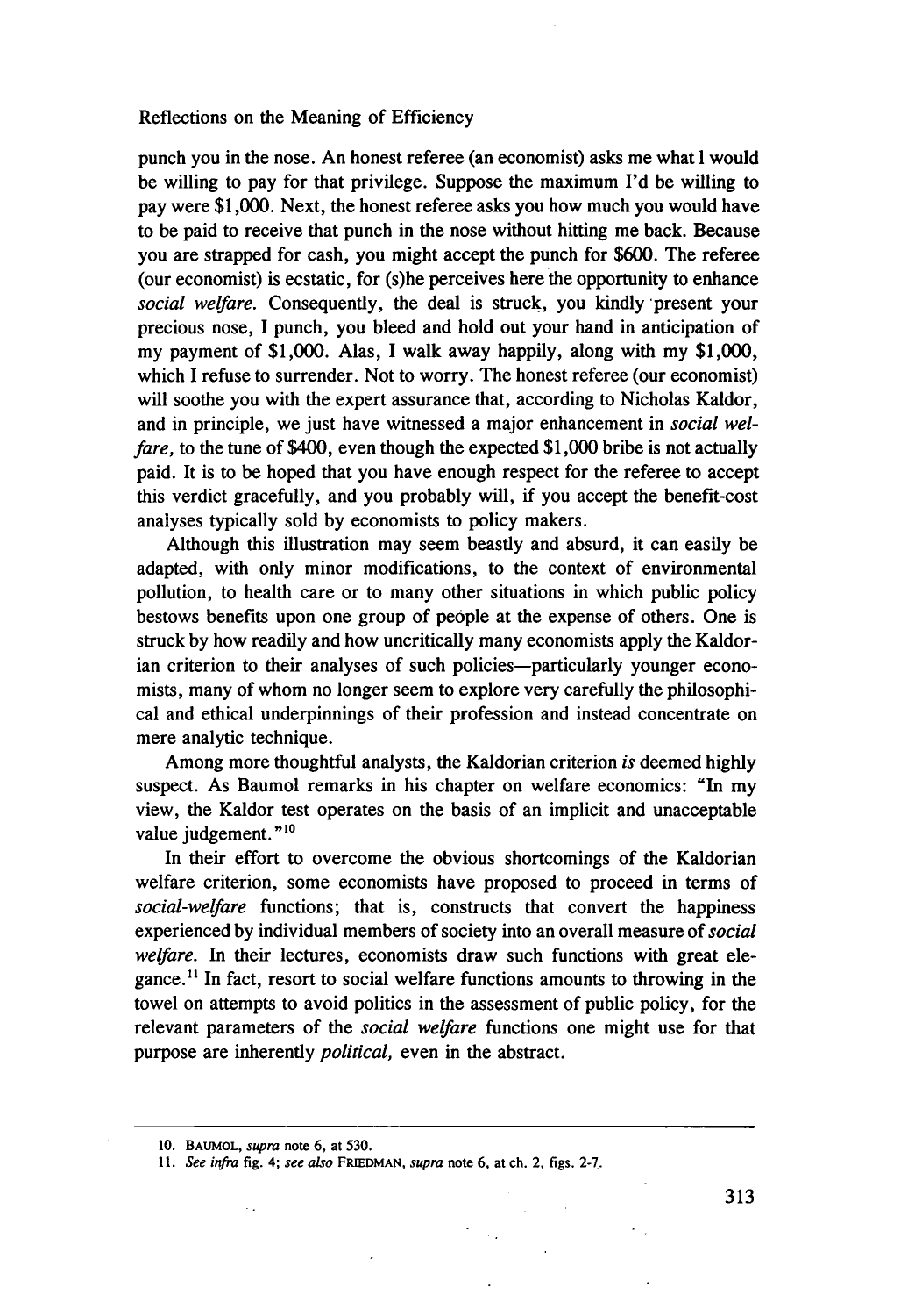punch you in the nose. An honest referee (an economist) asks me what I would be willing to pay for that privilege. Suppose the maximum I'd be willing to pay were $1,000. Next, the honest referee asks you how much you would have to be paid to receive that punch in the nose without hitting me back. Because you are strapped for cash, you might accept the punch for $600. The referee (our economist) is ecstatic, for (s)he perceives here the opportunity to enhance *social welfare.* Consequently, the deal is struck, you kindly present your precious nose, I punch, you bleed and hold out your hand in anticipation of my payment of $1,000. Alas, I walk away happily, along with my $1,000, which I refuse to surrender. Not to worry. The honest referee (our economist) will soothe you with the expert assurance that, according to Nicholas Kaldor, and in principle, we just have witnessed a major enhancement in *social welfare,* to the tune of $400, even though the expected $1,000 bribe is not actually paid. It is to be hoped that you have enough respect for the referee to accept this verdict gracefully, and you probably will, if you accept the benefit-cost analyses typically sold by economists to policy makers.

Although this illustration may seem beastly and absurd, it can easily be adapted, with only minor modifications, to the context of environmental pollution, to health care or to many other situations in which public policy bestows benefits upon one group of people at the expense of others. One is struck by how readily and how uncritically many economists apply the Kaldorian criterion to their analyses of such policies—particularly younger economists, many of whom no longer seem to explore very carefully the philosophical and ethical underpinnings of their profession and instead concentrate on mere analytic technique.

Among more thoughtful analysts, the Kaldorian criterion *is* deemed highly suspect. As Baumol remarks in his chapter on welfare economics: "In my view, the Kaldor test operates on the basis of an implicit and unacceptable value judgement."[10]

In their effort to overcome the obvious shortcomings of the Kaldorian welfare criterion, some economists have proposed to proceed in terms of *social-welfare* functions; that is, constructs that convert the happiness experienced by individual members of society into an overall measure of *social welfare.* In their lectures, economists draw such functions with great elegance.[11] In fact, resort to social welfare functions amounts to throwing in the towel on attempts to avoid politics in the assessment of public policy, for the relevant parameters of the *social welfare* functions one might use for that purpose are inherently *political,* even in the abstract.

---

10. BAUMOL, *supra* note 6, at 530.

11. *See infra* fig. 4; *see also* FRIEDMAN, *supra* note 6, at ch. 2, figs. 2-7.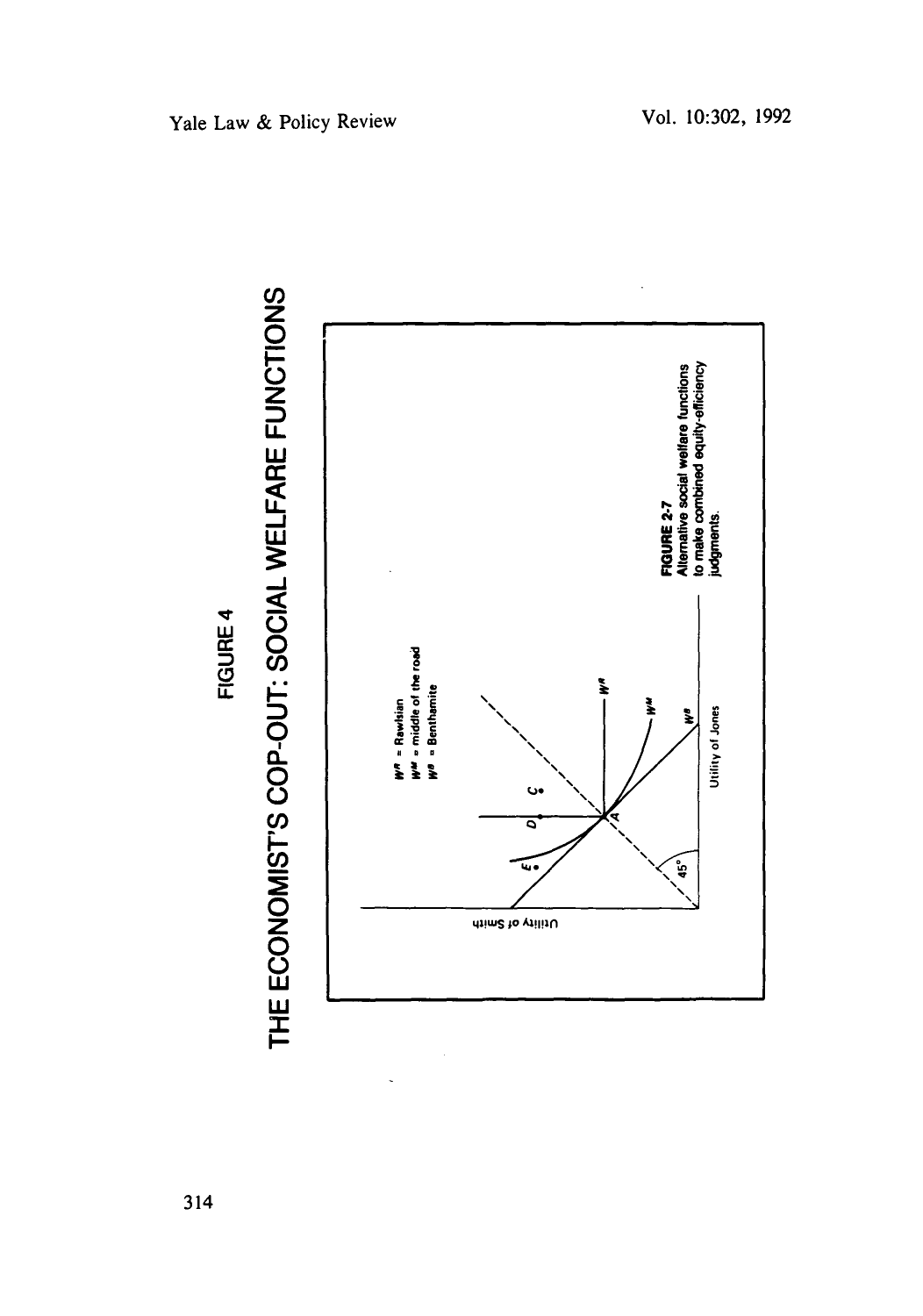FIGURE 4

# THE ECONOMIST'S COP-OUT: SOCIAL WELFARE FUNCTIONS

$W^R$ = Rawlsian
$W^M$ = middle of the road
$W^B$ = Benthamite

Utility of Smith

Utility of Jones

45°

**FIGURE 2-7**
Alternative social welfare functions to make combined equity-efficiency judgments.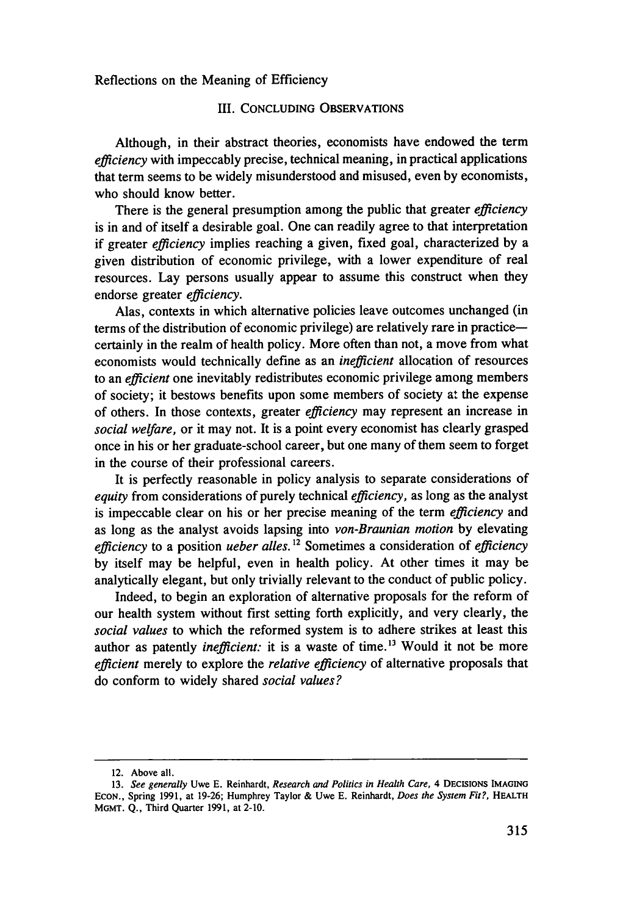## III. CONCLUDING OBSERVATIONS

Although, in their abstract theories, economists have endowed the term *efficiency* with impeccably precise, technical meaning, in practical applications that term seems to be widely misunderstood and misused, even by economists, who should know better.

There is the general presumption among the public that greater *efficiency* is in and of itself a desirable goal. One can readily agree to that interpretation if greater *efficiency* implies reaching a given, fixed goal, characterized by a given distribution of economic privilege, with a lower expenditure of real resources. Lay persons usually appear to assume this construct when they endorse greater *efficiency*.

Alas, contexts in which alternative policies leave outcomes unchanged (in terms of the distribution of economic privilege) are relatively rare in practice—certainly in the realm of health policy. More often than not, a move from what economists would technically define as an *inefficient* allocation of resources to an *efficient* one inevitably redistributes economic privilege among members of society; it bestows benefits upon some members of society at the expense of others. In those contexts, greater *efficiency* may represent an increase in *social welfare*, or it may not. It is a point every economist has clearly grasped once in his or her graduate-school career, but one many of them seem to forget in the course of their professional careers.

It is perfectly reasonable in policy analysis to separate considerations of *equity* from considerations of purely technical *efficiency*, as long as the analyst is impeccable clear on his or her precise meaning of the term *efficiency* and as long as the analyst avoids lapsing into *von-Braunian motion* by elevating *efficiency* to a position *ueber alles*.[12] Sometimes a consideration of *efficiency* by itself may be helpful, even in health policy. At other times it may be analytically elegant, but only trivially relevant to the conduct of public policy.

Indeed, to begin an exploration of alternative proposals for the reform of our health system without first setting forth explicitly, and very clearly, the *social values* to which the reformed system is to adhere strikes at least this author as patently *inefficient:* it is a waste of time.[13] Would it not be more *efficient* merely to explore the *relative efficiency* of alternative proposals that do conform to widely shared *social values?*

---

12. Above all.

13. *See generally* Uwe E. Reinhardt, *Research and Politics in Health Care*, 4 DECISIONS IMAGING ECON., Spring 1991, at 19-26; Humphrey Taylor & Uwe E. Reinhardt, *Does the System Fit?*, HEALTH MGMT. Q., Third Quarter 1991, at 2-10.